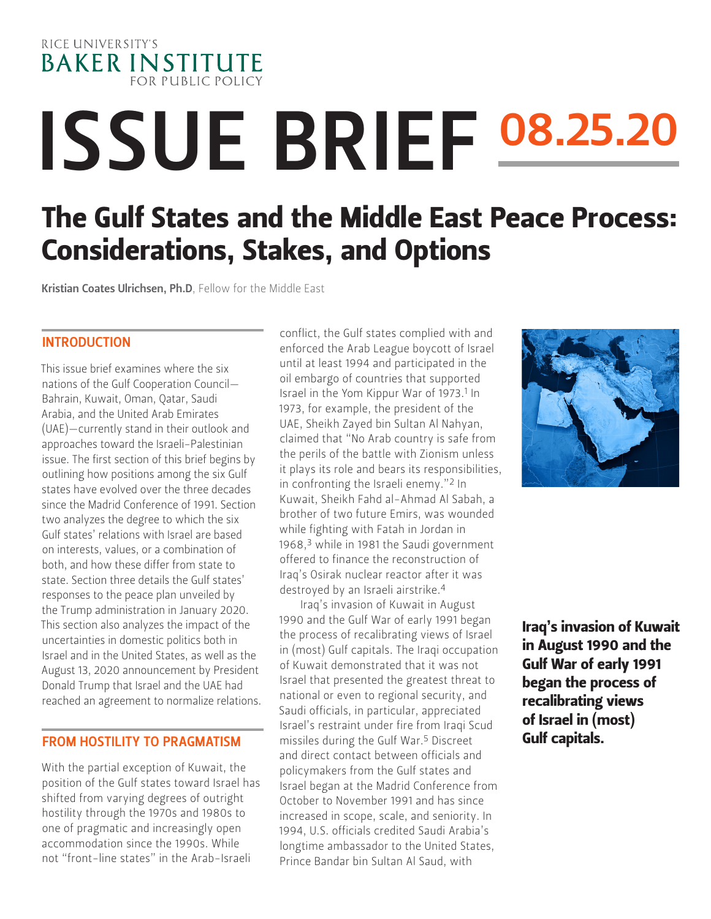RICE UNIVERSITY'S
BAKER INSTITUTE
FOR PUBLIC POLICY

# ISSUE BRIEF 08.25.20

## The Gulf States and the Middle East Peace Process: Considerations, Stakes, and Options

**Kristian Coates Ulrichsen, Ph.D**, Fellow for the Middle East

### INTRODUCTION

This issue brief examines where the six nations of the Gulf Cooperation Council—Bahrain, Kuwait, Oman, Qatar, Saudi Arabia, and the United Arab Emirates (UAE)—currently stand in their outlook and approaches toward the Israeli-Palestinian issue. The first section of this brief begins by outlining how positions among the six Gulf states have evolved over the three decades since the Madrid Conference of 1991. Section two analyzes the degree to which the six Gulf states' relations with Israel are based on interests, values, or a combination of both, and how these differ from state to state. Section three details the Gulf states' responses to the peace plan unveiled by the Trump administration in January 2020. This section also analyzes the impact of the uncertainties in domestic politics both in Israel and in the United States, as well as the August 13, 2020 announcement by President Donald Trump that Israel and the UAE had reached an agreement to normalize relations.

### FROM HOSTILITY TO PRAGMATISM

With the partial exception of Kuwait, the position of the Gulf states toward Israel has shifted from varying degrees of outright hostility through the 1970s and 1980s to one of pragmatic and increasingly open accommodation since the 1990s. While not "front-line states" in the Arab-Israeli conflict, the Gulf states complied with and enforced the Arab League boycott of Israel until at least 1994 and participated in the oil embargo of countries that supported Israel in the Yom Kippur War of 1973.[1] In 1973, for example, the president of the UAE, Sheikh Zayed bin Sultan Al Nahyan, claimed that "No Arab country is safe from the perils of the battle with Zionism unless it plays its role and bears its responsibilities, in confronting the Israeli enemy."[2] In Kuwait, Sheikh Fahd al-Ahmad Al Sabah, a brother of two future Emirs, was wounded while fighting with Fatah in Jordan in 1968,[3] while in 1981 the Saudi government offered to finance the reconstruction of Iraq's Osirak nuclear reactor after it was destroyed by an Israeli airstrike.[4]

Iraq's invasion of Kuwait in August 1990 and the Gulf War of early 1991 began the process of recalibrating views of Israel in (most) Gulf capitals. The Iraqi occupation of Kuwait demonstrated that it was not Israel that presented the greatest threat to national or even to regional security, and Saudi officials, in particular, appreciated Israel's restraint under fire from Iraqi Scud missiles during the Gulf War.[5] Discreet and direct contact between officials and policymakers from the Gulf states and Israel began at the Madrid Conference from October to November 1991 and has since increased in scope, scale, and seniority. In 1994, U.S. officials credited Saudi Arabia's longtime ambassador to the United States, Prince Bandar bin Sultan Al Saud, with

**Iraq's invasion of Kuwait in August 1990 and the Gulf War of early 1991 began the process of recalibrating views of Israel in (most) Gulf capitals.**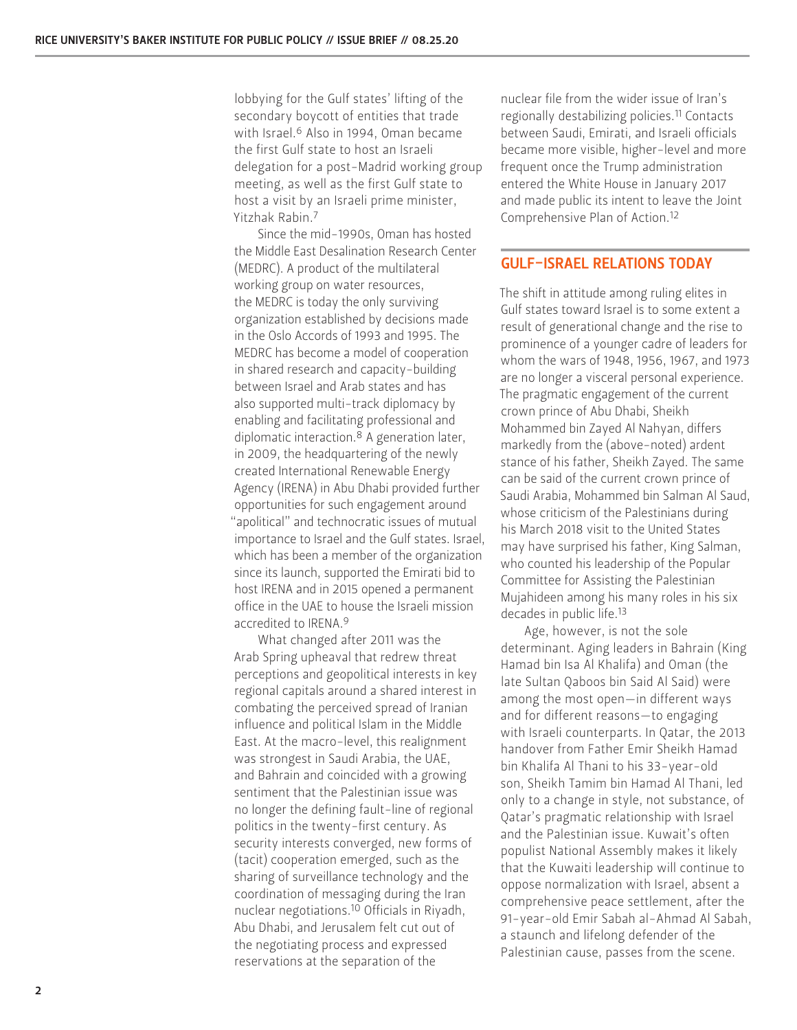lobbying for the Gulf states' lifting of the secondary boycott of entities that trade with Israel.[6] Also in 1994, Oman became the first Gulf state to host an Israeli delegation for a post-Madrid working group meeting, as well as the first Gulf state to host a visit by an Israeli prime minister, Yitzhak Rabin.[7]

Since the mid-1990s, Oman has hosted the Middle East Desalination Research Center (MEDRC). A product of the multilateral working group on water resources, the MEDRC is today the only surviving organization established by decisions made in the Oslo Accords of 1993 and 1995. The MEDRC has become a model of cooperation in shared research and capacity-building between Israel and Arab states and has also supported multi-track diplomacy by enabling and facilitating professional and diplomatic interaction.[8] A generation later, in 2009, the headquartering of the newly created International Renewable Energy Agency (IRENA) in Abu Dhabi provided further opportunities for such engagement around "apolitical" and technocratic issues of mutual importance to Israel and the Gulf states. Israel, which has been a member of the organization since its launch, supported the Emirati bid to host IRENA and in 2015 opened a permanent office in the UAE to house the Israeli mission accredited to IRENA.[9]

What changed after 2011 was the Arab Spring upheaval that redrew threat perceptions and geopolitical interests in key regional capitals around a shared interest in combating the perceived spread of Iranian influence and political Islam in the Middle East. At the macro-level, this realignment was strongest in Saudi Arabia, the UAE, and Bahrain and coincided with a growing sentiment that the Palestinian issue was no longer the defining fault-line of regional politics in the twenty-first century. As security interests converged, new forms of (tacit) cooperation emerged, such as the sharing of surveillance technology and the coordination of messaging during the Iran nuclear negotiations.[10] Officials in Riyadh, Abu Dhabi, and Jerusalem felt cut out of the negotiating process and expressed reservations at the separation of the nuclear file from the wider issue of Iran's regionally destabilizing policies.[11] Contacts between Saudi, Emirati, and Israeli officials became more visible, higher-level and more frequent once the Trump administration entered the White House in January 2017 and made public its intent to leave the Joint Comprehensive Plan of Action.[12]

## GULF-ISRAEL RELATIONS TODAY

The shift in attitude among ruling elites in Gulf states toward Israel is to some extent a result of generational change and the rise to prominence of a younger cadre of leaders for whom the wars of 1948, 1956, 1967, and 1973 are no longer a visceral personal experience. The pragmatic engagement of the current crown prince of Abu Dhabi, Sheikh Mohammed bin Zayed Al Nahyan, differs markedly from the (above-noted) ardent stance of his father, Sheikh Zayed. The same can be said of the current crown prince of Saudi Arabia, Mohammed bin Salman Al Saud, whose criticism of the Palestinians during his March 2018 visit to the United States may have surprised his father, King Salman, who counted his leadership of the Popular Committee for Assisting the Palestinian Mujahideen among his many roles in his six decades in public life.[13]

Age, however, is not the sole determinant. Aging leaders in Bahrain (King Hamad bin Isa Al Khalifa) and Oman (the late Sultan Qaboos bin Said Al Said) were among the most open—in different ways and for different reasons—to engaging with Israeli counterparts. In Qatar, the 2013 handover from Father Emir Sheikh Hamad bin Khalifa Al Thani to his 33-year-old son, Sheikh Tamim bin Hamad Al Thani, led only to a change in style, not substance, of Qatar's pragmatic relationship with Israel and the Palestinian issue. Kuwait's often populist National Assembly makes it likely that the Kuwaiti leadership will continue to oppose normalization with Israel, absent a comprehensive peace settlement, after the 91-year-old Emir Sabah al-Ahmad Al Sabah, a staunch and lifelong defender of the Palestinian cause, passes from the scene.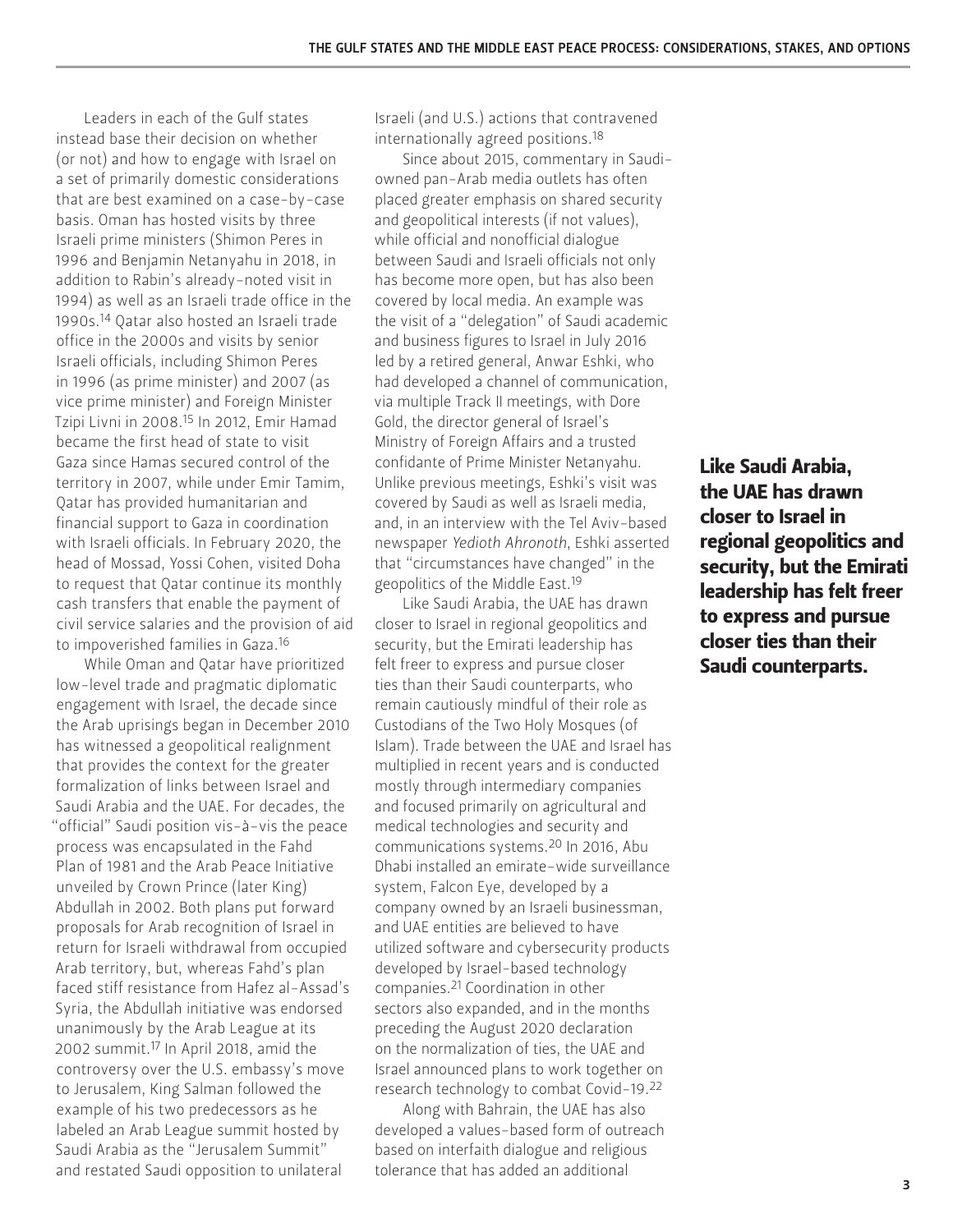Leaders in each of the Gulf states instead base their decision on whether (or not) and how to engage with Israel on a set of primarily domestic considerations that are best examined on a case-by-case basis. Oman has hosted visits by three Israeli prime ministers (Shimon Peres in 1996 and Benjamin Netanyahu in 2018, in addition to Rabin's already-noted visit in 1994) as well as an Israeli trade office in the 1990s.[14] Qatar also hosted an Israeli trade office in the 2000s and visits by senior Israeli officials, including Shimon Peres in 1996 (as prime minister) and 2007 (as vice prime minister) and Foreign Minister Tzipi Livni in 2008.[15] In 2012, Emir Hamad became the first head of state to visit Gaza since Hamas secured control of the territory in 2007, while under Emir Tamim, Qatar has provided humanitarian and financial support to Gaza in coordination with Israeli officials. In February 2020, the head of Mossad, Yossi Cohen, visited Doha to request that Qatar continue its monthly cash transfers that enable the payment of civil service salaries and the provision of aid to impoverished families in Gaza.[16]

While Oman and Qatar have prioritized low-level trade and pragmatic diplomatic engagement with Israel, the decade since the Arab uprisings began in December 2010 has witnessed a geopolitical realignment that provides the context for the greater formalization of links between Israel and Saudi Arabia and the UAE. For decades, the "official" Saudi position vis-à-vis the peace process was encapsulated in the Fahd Plan of 1981 and the Arab Peace Initiative unveiled by Crown Prince (later King) Abdullah in 2002. Both plans put forward proposals for Arab recognition of Israel in return for Israeli withdrawal from occupied Arab territory, but, whereas Fahd's plan faced stiff resistance from Hafez al-Assad's Syria, the Abdullah initiative was endorsed unanimously by the Arab League at its 2002 summit.[17] In April 2018, amid the controversy over the U.S. embassy's move to Jerusalem, King Salman followed the example of his two predecessors as he labeled an Arab League summit hosted by Saudi Arabia as the "Jerusalem Summit" and restated Saudi opposition to unilateral Israeli (and U.S.) actions that contravened internationally agreed positions.[18]

Since about 2015, commentary in Saudi-owned pan-Arab media outlets has often placed greater emphasis on shared security and geopolitical interests (if not values), while official and nonofficial dialogue between Saudi and Israeli officials not only has become more open, but has also been covered by local media. An example was the visit of a "delegation" of Saudi academic and business figures to Israel in July 2016 led by a retired general, Anwar Eshki, who had developed a channel of communication, via multiple Track II meetings, with Dore Gold, the director general of Israel's Ministry of Foreign Affairs and a trusted confidante of Prime Minister Netanyahu. Unlike previous meetings, Eshki's visit was covered by Saudi as well as Israeli media, and, in an interview with the Tel Aviv-based newspaper *Yedioth Ahronoth*, Eshki asserted that "circumstances have changed" in the geopolitics of the Middle East.[19]

Like Saudi Arabia, the UAE has drawn closer to Israel in regional geopolitics and security, but the Emirati leadership has felt freer to express and pursue closer ties than their Saudi counterparts, who remain cautiously mindful of their role as Custodians of the Two Holy Mosques (of Islam). Trade between the UAE and Israel has multiplied in recent years and is conducted mostly through intermediary companies and focused primarily on agricultural and medical technologies and security and communications systems.[20] In 2016, Abu Dhabi installed an emirate-wide surveillance system, Falcon Eye, developed by a company owned by an Israeli businessman, and UAE entities are believed to have utilized software and cybersecurity products developed by Israel-based technology companies.[21] Coordination in other sectors also expanded, and in the months preceding the August 2020 declaration on the normalization of ties, the UAE and Israel announced plans to work together on research technology to combat Covid-19.[22]

Along with Bahrain, the UAE has also developed a values-based form of outreach based on interfaith dialogue and religious tolerance that has added an additional

**Like Saudi Arabia, the UAE has drawn closer to Israel in regional geopolitics and security, but the Emirati leadership has felt freer to express and pursue closer ties than their Saudi counterparts.**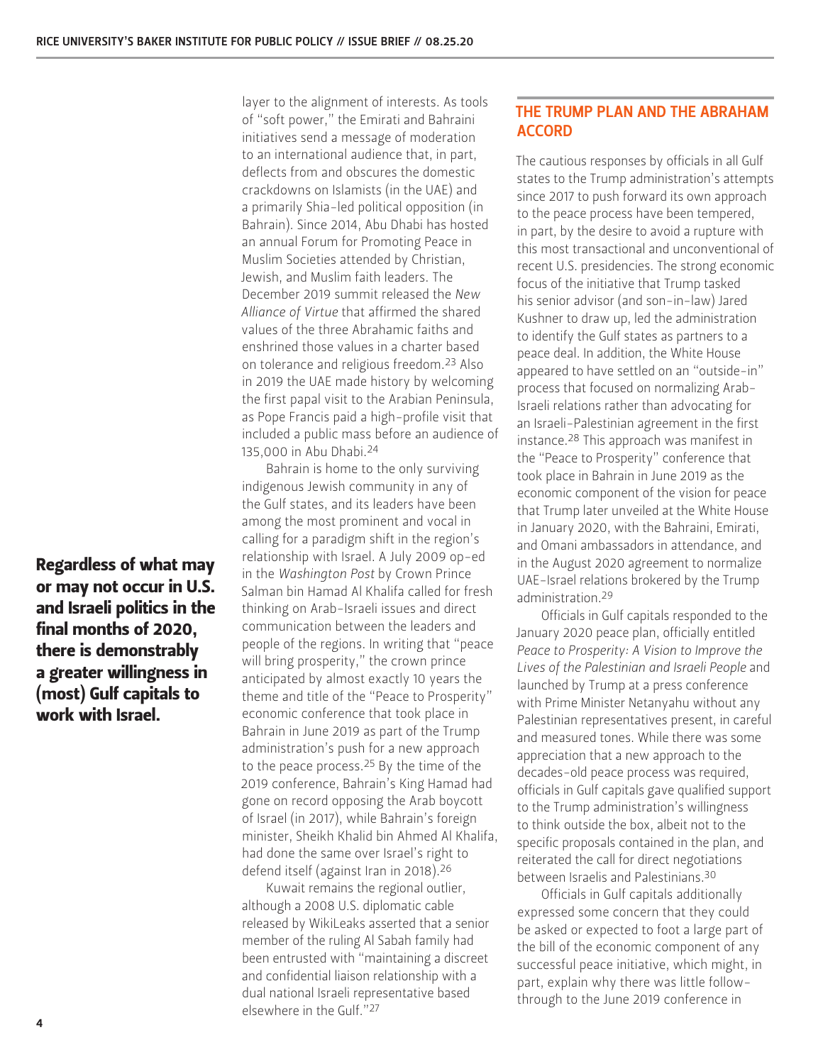layer to the alignment of interests. As tools of "soft power," the Emirati and Bahraini initiatives send a message of moderation to an international audience that, in part, deflects from and obscures the domestic crackdowns on Islamists (in the UAE) and a primarily Shia-led political opposition (in Bahrain). Since 2014, Abu Dhabi has hosted an annual Forum for Promoting Peace in Muslim Societies attended by Christian, Jewish, and Muslim faith leaders. The December 2019 summit released the *New Alliance of Virtue* that affirmed the shared values of the three Abrahamic faiths and enshrined those values in a charter based on tolerance and religious freedom.[23] Also in 2019 the UAE made history by welcoming the first papal visit to the Arabian Peninsula, as Pope Francis paid a high-profile visit that included a public mass before an audience of 135,000 in Abu Dhabi.[24]

**Regardless of what may or may not occur in U.S. and Israeli politics in the final months of 2020, there is demonstrably a greater willingness in (most) Gulf capitals to work with Israel.**

Bahrain is home to the only surviving indigenous Jewish community in any of the Gulf states, and its leaders have been among the most prominent and vocal in calling for a paradigm shift in the region's relationship with Israel. A July 2009 op-ed in the *Washington Post* by Crown Prince Salman bin Hamad Al Khalifa called for fresh thinking on Arab-Israeli issues and direct communication between the leaders and people of the regions. In writing that "peace will bring prosperity," the crown prince anticipated by almost exactly 10 years the theme and title of the "Peace to Prosperity" economic conference that took place in Bahrain in June 2019 as part of the Trump administration's push for a new approach to the peace process.[25] By the time of the 2019 conference, Bahrain's King Hamad had gone on record opposing the Arab boycott of Israel (in 2017), while Bahrain's foreign minister, Sheikh Khalid bin Ahmed Al Khalifa, had done the same over Israel's right to defend itself (against Iran in 2018).[26]

Kuwait remains the regional outlier, although a 2008 U.S. diplomatic cable released by WikiLeaks asserted that a senior member of the ruling Al Sabah family had been entrusted with "maintaining a discreet and confidential liaison relationship with a dual national Israeli representative based elsewhere in the Gulf."[27]

## THE TRUMP PLAN AND THE ABRAHAM ACCORD

The cautious responses by officials in all Gulf states to the Trump administration's attempts since 2017 to push forward its own approach to the peace process have been tempered, in part, by the desire to avoid a rupture with this most transactional and unconventional of recent U.S. presidencies. The strong economic focus of the initiative that Trump tasked his senior advisor (and son-in-law) Jared Kushner to draw up, led the administration to identify the Gulf states as partners to a peace deal. In addition, the White House appeared to have settled on an "outside-in" process that focused on normalizing Arab-Israeli relations rather than advocating for an Israeli-Palestinian agreement in the first instance.[28] This approach was manifest in the "Peace to Prosperity" conference that took place in Bahrain in June 2019 as the economic component of the vision for peace that Trump later unveiled at the White House in January 2020, with the Bahraini, Emirati, and Omani ambassadors in attendance, and in the August 2020 agreement to normalize UAE-Israel relations brokered by the Trump administration.[29]

Officials in Gulf capitals responded to the January 2020 peace plan, officially entitled *Peace to Prosperity: A Vision to Improve the Lives of the Palestinian and Israeli People* and launched by Trump at a press conference with Prime Minister Netanyahu without any Palestinian representatives present, in careful and measured tones. While there was some appreciation that a new approach to the decades-old peace process was required, officials in Gulf capitals gave qualified support to the Trump administration's willingness to think outside the box, albeit not to the specific proposals contained in the plan, and reiterated the call for direct negotiations between Israelis and Palestinians.[30]

Officials in Gulf capitals additionally expressed some concern that they could be asked or expected to foot a large part of the bill of the economic component of any successful peace initiative, which might, in part, explain why there was little follow-through to the June 2019 conference in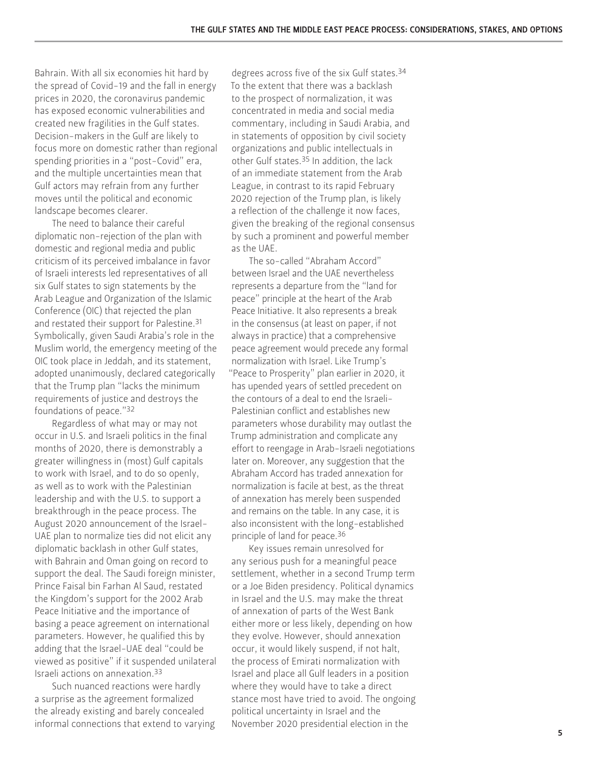Bahrain. With all six economies hit hard by the spread of Covid-19 and the fall in energy prices in 2020, the coronavirus pandemic has exposed economic vulnerabilities and created new fragilities in the Gulf states. Decision-makers in the Gulf are likely to focus more on domestic rather than regional spending priorities in a "post-Covid" era, and the multiple uncertainties mean that Gulf actors may refrain from any further moves until the political and economic landscape becomes clearer.

The need to balance their careful diplomatic non-rejection of the plan with domestic and regional media and public criticism of its perceived imbalance in favor of Israeli interests led representatives of all six Gulf states to sign statements by the Arab League and Organization of the Islamic Conference (OIC) that rejected the plan and restated their support for Palestine.[31] Symbolically, given Saudi Arabia's role in the Muslim world, the emergency meeting of the OIC took place in Jeddah, and its statement, adopted unanimously, declared categorically that the Trump plan "lacks the minimum requirements of justice and destroys the foundations of peace."[32]

Regardless of what may or may not occur in U.S. and Israeli politics in the final months of 2020, there is demonstrably a greater willingness in (most) Gulf capitals to work with Israel, and to do so openly, as well as to work with the Palestinian leadership and with the U.S. to support a breakthrough in the peace process. The August 2020 announcement of the Israel-UAE plan to normalize ties did not elicit any diplomatic backlash in other Gulf states, with Bahrain and Oman going on record to support the deal. The Saudi foreign minister, Prince Faisal bin Farhan Al Saud, restated the Kingdom's support for the 2002 Arab Peace Initiative and the importance of basing a peace agreement on international parameters. However, he qualified this by adding that the Israel-UAE deal "could be viewed as positive" if it suspended unilateral Israeli actions on annexation.[33]

Such nuanced reactions were hardly a surprise as the agreement formalized the already existing and barely concealed informal connections that extend to varying degrees across five of the six Gulf states.[34] To the extent that there was a backlash to the prospect of normalization, it was concentrated in media and social media commentary, including in Saudi Arabia, and in statements of opposition by civil society organizations and public intellectuals in other Gulf states.[35] In addition, the lack of an immediate statement from the Arab League, in contrast to its rapid February 2020 rejection of the Trump plan, is likely a reflection of the challenge it now faces, given the breaking of the regional consensus by such a prominent and powerful member as the UAE.

The so-called "Abraham Accord" between Israel and the UAE nevertheless represents a departure from the "land for peace" principle at the heart of the Arab Peace Initiative. It also represents a break in the consensus (at least on paper, if not always in practice) that a comprehensive peace agreement would precede any formal normalization with Israel. Like Trump's "Peace to Prosperity" plan earlier in 2020, it has upended years of settled precedent on the contours of a deal to end the Israeli-Palestinian conflict and establishes new parameters whose durability may outlast the Trump administration and complicate any effort to reengage in Arab-Israeli negotiations later on. Moreover, any suggestion that the Abraham Accord has traded annexation for normalization is facile at best, as the threat of annexation has merely been suspended and remains on the table. In any case, it is also inconsistent with the long-established principle of land for peace.[36]

Key issues remain unresolved for any serious push for a meaningful peace settlement, whether in a second Trump term or a Joe Biden presidency. Political dynamics in Israel and the U.S. may make the threat of annexation of parts of the West Bank either more or less likely, depending on how they evolve. However, should annexation occur, it would likely suspend, if not halt, the process of Emirati normalization with Israel and place all Gulf leaders in a position where they would have to take a direct stance most have tried to avoid. The ongoing political uncertainty in Israel and the November 2020 presidential election in the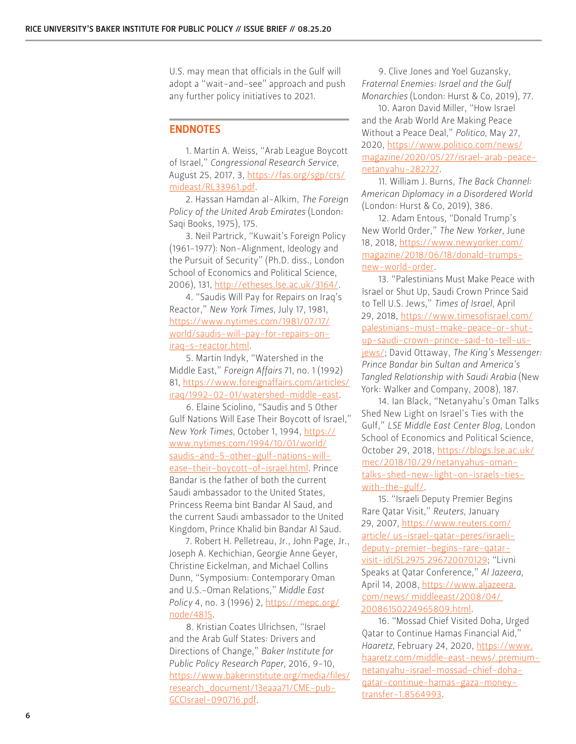U.S. may mean that officials in the Gulf will adopt a "wait-and-see" approach and push any further policy initiatives to 2021.

## ENDNOTES

1. Martin A. Weiss, "Arab League Boycott of Israel," *Congressional Research Service*, August 25, 2017, 3, https://fas.org/sgp/crs/mideast/RL33961.pdf.

2. Hassan Hamdan al-Alkim, *The Foreign Policy of the United Arab Emirates* (London: Saqi Books, 1975), 175.

3. Neil Partrick, "Kuwait's Foreign Policy (1961-1977): Non-Alignment, Ideology and the Pursuit of Security" (Ph.D. diss., London School of Economics and Political Science, 2006), 131, http://etheses.lse.ac.uk/3164/.

4. "Saudis Will Pay for Repairs on Iraq's Reactor," *New York Times*, July 17, 1981, https://www.nytimes.com/1981/07/17/world/saudis-will-pay-for-repairs-on-iraq-s-reactor.html.

5. Martin Indyk, "Watershed in the Middle East," *Foreign Affairs* 71, no. 1 (1992) 81, https://www.foreignaffairs.com/articles/iraq/1992-02-01/watershed-middle-east.

6. Elaine Sciolino, "Saudis and 5 Other Gulf Nations Will Ease Their Boycott of Israel," *New York Times*, October 1, 1994, https://www.nytimes.com/1994/10/01/world/saudis-and-5-other-gulf-nations-will-ease-their-boycott-of-israel.html. Prince Bandar is the father of both the current Saudi ambassador to the United States, Princess Reema bint Bandar Al Saud, and the current Saudi ambassador to the United Kingdom, Prince Khalid bin Bandar Al Saud.

7. Robert H. Pelletreau, Jr., John Page, Jr., Joseph A. Kechichian, Georgie Anne Geyer, Christine Eickelman, and Michael Collins Dunn, "Symposium: Contemporary Oman and U.S.-Oman Relations," *Middle East Policy* 4, no. 3 (1996) 2, https://mepc.org/node/4815.

8. Kristian Coates Ulrichsen, "Israel and the Arab Gulf States: Drivers and Directions of Change," *Baker Institute for Public Policy Research Paper*, 2016, 9-10, https://www.bakerinstitute.org/media/files/research_document/13eaaa71/CME-pub-GCCIsrael-090716.pdf.

9. Clive Jones and Yoel Guzansky, *Fraternal Enemies: Israel and the Gulf Monarchies* (London: Hurst & Co, 2019), 77.

10. Aaron David Miller, "How Israel and the Arab World Are Making Peace Without a Peace Deal," *Politico*, May 27, 2020, https://www.politico.com/news/magazine/2020/05/27/israel-arab-peace-netanyahu-282727.

11. William J. Burns, *The Back Channel: American Diplomacy in a Disordered World* (London: Hurst & Co, 2019), 386.

12. Adam Entous, "Donald Trump's New World Order," *The New Yorker*, June 18, 2018, https://www.newyorker.com/magazine/2018/06/18/donald-trumps-new-world-order.

13. "Palestinians Must Make Peace with Israel or Shut Up, Saudi Crown Prince Said to Tell U.S. Jews," *Times of Israel*, April 29, 2018, https://www.timesofisrael.com/palestinians-must-make-peace-or-shut-up-saudi-crown-prince-said-to-tell-us-jews/; David Ottaway, *The King's Messenger: Prince Bandar bin Sultan and America's Tangled Relationship with Saudi Arabia* (New York: Walker and Company, 2008), 187.

14. Ian Black, "Netanyahu's Oman Talks Shed New Light on Israel's Ties with the Gulf," *LSE Middle East Center Blog*, London School of Economics and Political Science, October 29, 2018, https://blogs.lse.ac.uk/mec/2018/10/29/netanyahus-oman-talks-shed-new-light-on-israels-ties-with-the-gulf/.

15. "Israeli Deputy Premier Begins Rare Qatar Visit," *Reuters*, January 29, 2007, https://www.reuters.com/article/ us-israel-qatar-peres/israeli-deputy-premier-begins-rare-qatar-visit-idUSL2975 296720070129; "Livni Speaks at Qatar Conference," *Al Jazeera*, April 14, 2008, https://www.aljazeera.com/news/ middleeast/2008/04/ 20086150224965809.html.

16. "Mossad Chief Visited Doha, Urged Qatar to Continue Hamas Financial Aid," *Haaretz*, February 24, 2020, https://www.haaretz.com/middle-east-news/.premium-netanyahu-israel-mossad-chief-doha-qatar-continue-hamas-gaza-money-transfer-1.8564993.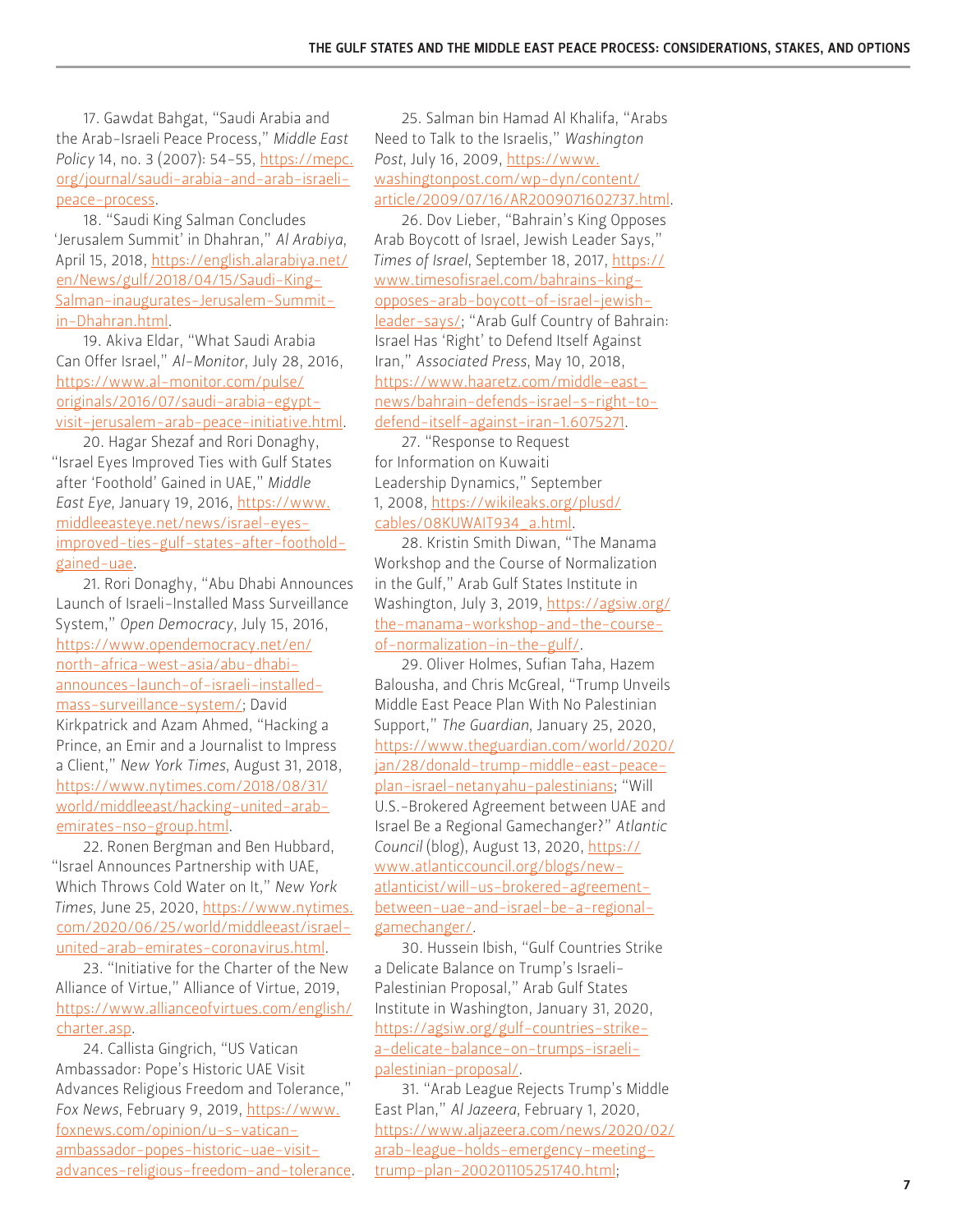17. Gawdat Bahgat, "Saudi Arabia and the Arab-Israeli Peace Process," *Middle East Policy* 14, no. 3 (2007): 54–55, https://mepc.org/journal/saudi-arabia-and-arab-israeli-peace-process.

18. "Saudi King Salman Concludes 'Jerusalem Summit' in Dhahran," *Al Arabiya*, April 15, 2018, https://english.alarabiya.net/en/News/gulf/2018/04/15/Saudi-King-Salman-inaugurates-Jerusalem-Summit-in-Dhahran.html.

19. Akiva Eldar, "What Saudi Arabia Can Offer Israel," *Al-Monitor*, July 28, 2016, https://www.al-monitor.com/pulse/originals/2016/07/saudi-arabia-egypt-visit-jerusalem-arab-peace-initiative.html.

20. Hagar Shezaf and Rori Donaghy, "Israel Eyes Improved Ties with Gulf States after 'Foothold' Gained in UAE," *Middle East Eye*, January 19, 2016, https://www.middleeasteye.net/news/israel-eyes-improved-ties-gulf-states-after-foothold-gained-uae.

21. Rori Donaghy, "Abu Dhabi Announces Launch of Israeli-Installed Mass Surveillance System," *Open Democracy*, July 15, 2016, https://www.opendemocracy.net/en/north-africa-west-asia/abu-dhabi-announces-launch-of-israeli-installed-mass-surveillance-system/; David Kirkpatrick and Azam Ahmed, "Hacking a Prince, an Emir and a Journalist to Impress a Client," *New York Times*, August 31, 2018, https://www.nytimes.com/2018/08/31/world/middleeast/hacking-united-arab-emirates-nso-group.html.

22. Ronen Bergman and Ben Hubbard, "Israel Announces Partnership with UAE, Which Throws Cold Water on It," *New York Times*, June 25, 2020, https://www.nytimes.com/2020/06/25/world/middleeast/israel-united-arab-emirates-coronavirus.html.

23. "Initiative for the Charter of the New Alliance of Virtue," Alliance of Virtue, 2019, https://www.allianceofvirtues.com/english/charter.asp.

24. Callista Gingrich, "US Vatican Ambassador: Pope's Historic UAE Visit Advances Religious Freedom and Tolerance," *Fox News*, February 9, 2019, https://www.foxnews.com/opinion/u-s-vatican-ambassador-popes-historic-uae-visit-advances-religious-freedom-and-tolerance.

25. Salman bin Hamad Al Khalifa, "Arabs Need to Talk to the Israelis," *Washington Post*, July 16, 2009, https://www.washingtonpost.com/wp-dyn/content/article/2009/07/16/AR2009071602737.html.

26. Dov Lieber, "Bahrain's King Opposes Arab Boycott of Israel, Jewish Leader Says," *Times of Israel*, September 18, 2017, https://www.timesofisrael.com/bahrains-king-opposes-arab-boycott-of-israel-jewish-leader-says/; "Arab Gulf Country of Bahrain: Israel Has 'Right' to Defend Itself Against Iran," *Associated Press*, May 10, 2018, https://www.haaretz.com/middle-east-news/bahrain-defends-israel-s-right-to-defend-itself-against-iran-1.6075271.

27. "Response to Request for Information on Kuwaiti Leadership Dynamics," September 1, 2008, https://wikileaks.org/plusd/cables/08KUWAIT934_a.html.

28. Kristin Smith Diwan, "The Manama Workshop and the Course of Normalization in the Gulf," Arab Gulf States Institute in Washington, July 3, 2019, https://agsiw.org/the-manama-workshop-and-the-course-of-normalization-in-the-gulf/.

29. Oliver Holmes, Sufian Taha, Hazem Balousha, and Chris McGreal, "Trump Unveils Middle East Peace Plan With No Palestinian Support," *The Guardian*, January 25, 2020, https://www.theguardian.com/world/2020/jan/28/donald-trump-middle-east-peace-plan-israel-netanyahu-palestinians; "Will U.S.-Brokered Agreement between UAE and Israel Be a Regional Gamechanger?" *Atlantic Council* (blog), August 13, 2020, https://www.atlanticcouncil.org/blogs/new-atlanticist/will-us-brokered-agreement-between-uae-and-israel-be-a-regional-gamechanger/.

30. Hussein Ibish, "Gulf Countries Strike a Delicate Balance on Trump's Israeli-Palestinian Proposal," Arab Gulf States Institute in Washington, January 31, 2020, https://agsiw.org/gulf-countries-strike-a-delicate-balance-on-trumps-israeli-palestinian-proposal/.

31. "Arab League Rejects Trump's Middle East Plan," *Al Jazeera*, February 1, 2020, https://www.aljazeera.com/news/2020/02/arab-league-holds-emergency-meeting-trump-plan-200201105251740.html;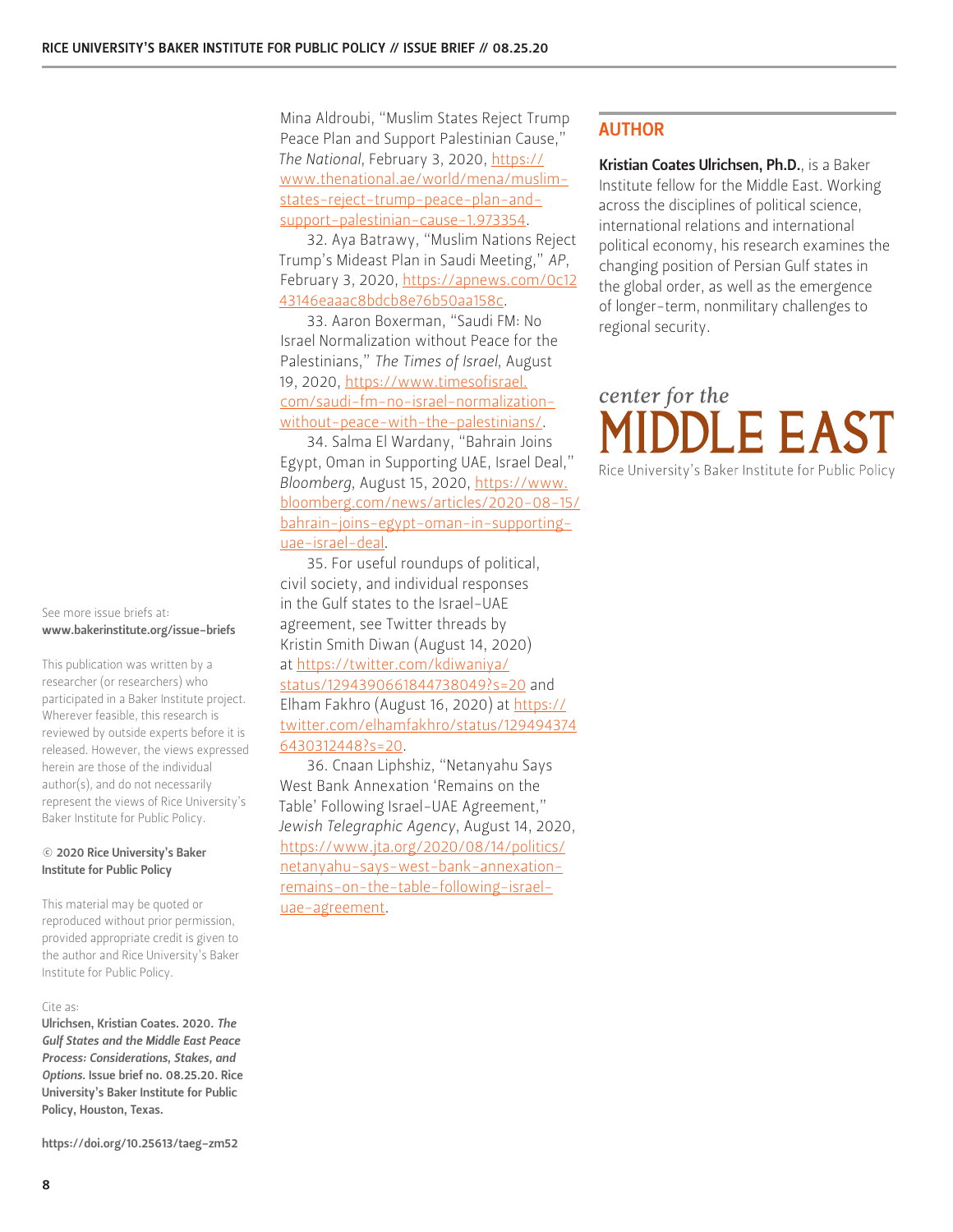Mina Aldroubi, "Muslim States Reject Trump Peace Plan and Support Palestinian Cause," *The National*, February 3, 2020, https://www.thenational.ae/world/mena/muslim-states-reject-trump-peace-plan-and-support-palestinian-cause-1.973354.

32. Aya Batrawy, "Muslim Nations Reject Trump's Mideast Plan in Saudi Meeting," *AP*, February 3, 2020, https://apnews.com/0c1243146eaaac8bdcb8e76b50aa158c.

33. Aaron Boxerman, "Saudi FM: No Israel Normalization without Peace for the Palestinians," *The Times of Israel*, August 19, 2020, https://www.timesofisrael.com/saudi-fm-no-israel-normalization-without-peace-with-the-palestinians/.

34. Salma El Wardany, "Bahrain Joins Egypt, Oman in Supporting UAE, Israel Deal," *Bloomberg*, August 15, 2020, https://www.bloomberg.com/news/articles/2020-08-15/bahrain-joins-egypt-oman-in-supporting-uae-israel-deal.

35. For useful roundups of political, civil society, and individual responses in the Gulf states to the Israel-UAE agreement, see Twitter threads by Kristin Smith Diwan (August 14, 2020) at https://twitter.com/kdiwaniya/status/1294390661844738049?s=20 and Elham Fakhro (August 16, 2020) at https://twitter.com/elhamfakhro/status/1294943746430312448?s=20.

36. Cnaan Liphshiz, "Netanyahu Says West Bank Annexation 'Remains on the Table' Following Israel-UAE Agreement," *Jewish Telegraphic Agency*, August 14, 2020, https://www.jta.org/2020/08/14/politics/netanyahu-says-west-bank-annexation-remains-on-the-table-following-israel-uae-agreement.

## AUTHOR

**Kristian Coates Ulrichsen, Ph.D.**, is a Baker Institute fellow for the Middle East. Working across the disciplines of political science, international relations and international political economy, his research examines the changing position of Persian Gulf states in the global order, as well as the emergence of longer-term, nonmilitary challenges to regional security.

*center for the*
MIDDLE EAST
Rice University's Baker Institute for Public Policy

See more issue briefs at:
**www.bakerinstitute.org/issue-briefs**

This publication was written by a researcher (or researchers) who participated in a Baker Institute project. Wherever feasible, this research is reviewed by outside experts before it is released. However, the views expressed herein are those of the individual author(s), and do not necessarily represent the views of Rice University's Baker Institute for Public Policy.

**© 2020 Rice University's Baker Institute for Public Policy**

This material may be quoted or reproduced without prior permission, provided appropriate credit is given to the author and Rice University's Baker Institute for Public Policy.

Cite as:
**Ulrichsen, Kristian Coates. 2020. *The Gulf States and the Middle East Peace Process: Considerations, Stakes, and Options.* Issue brief no. 08.25.20. Rice University's Baker Institute for Public Policy, Houston, Texas.**

**https://doi.org/10.25613/taeg-zm52**